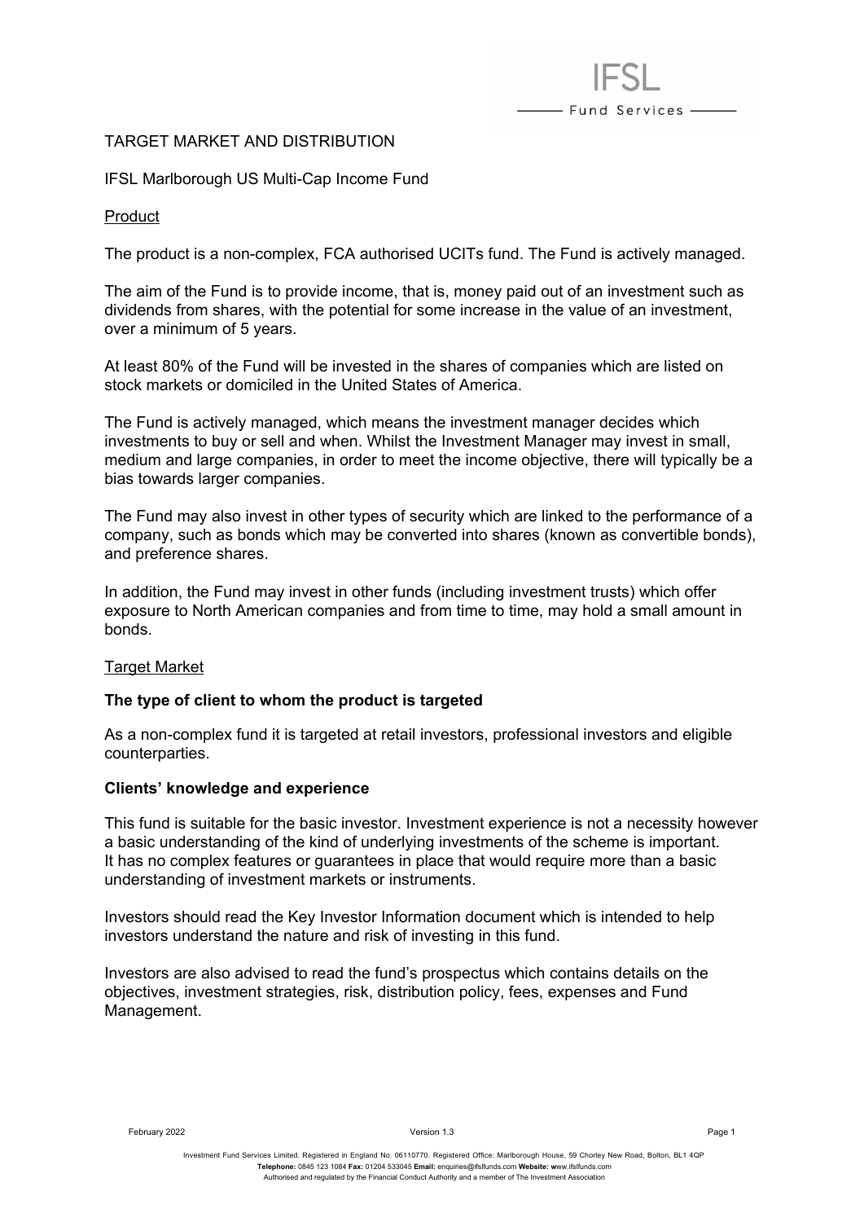# TARGET MARKET AND DISTRIBUTION

## IFSL Marlborough US Multi-Cap Income Fund

### Product

The product is a non-complex, FCA authorised UCITs fund. The Fund is actively managed.

The aim of the Fund is to provide income, that is, money paid out of an investment such as dividends from shares, with the potential for some increase in the value of an investment, over a minimum of 5 years.

At least 80% of the Fund will be invested in the shares of companies which are listed on stock markets or domiciled in the United States of America.

The Fund is actively managed, which means the investment manager decides which investments to buy or sell and when. Whilst the Investment Manager may invest in small, medium and large companies, in order to meet the income objective, there will typically be a bias towards larger companies.

The Fund may also invest in other types of security which are linked to the performance of a company, such as bonds which may be converted into shares (known as convertible bonds), and preference shares.

In addition, the Fund may invest in other funds (including investment trusts) which offer exposure to North American companies and from time to time, may hold a small amount in bonds.

### Target Market

**The type of client to whom the product is targeted**

As a non-complex fund it is targeted at retail investors, professional investors and eligible counterparties.

**Clients' knowledge and experience**

This fund is suitable for the basic investor. Investment experience is not a necessity however a basic understanding of the kind of underlying investments of the scheme is important. It has no complex features or guarantees in place that would require more than a basic understanding of investment markets or instruments.

Investors should read the Key Investor Information document which is intended to help investors understand the nature and risk of investing in this fund.

Investors are also advised to read the fund's prospectus which contains details on the objectives, investment strategies, risk, distribution policy, fees, expenses and Fund Management.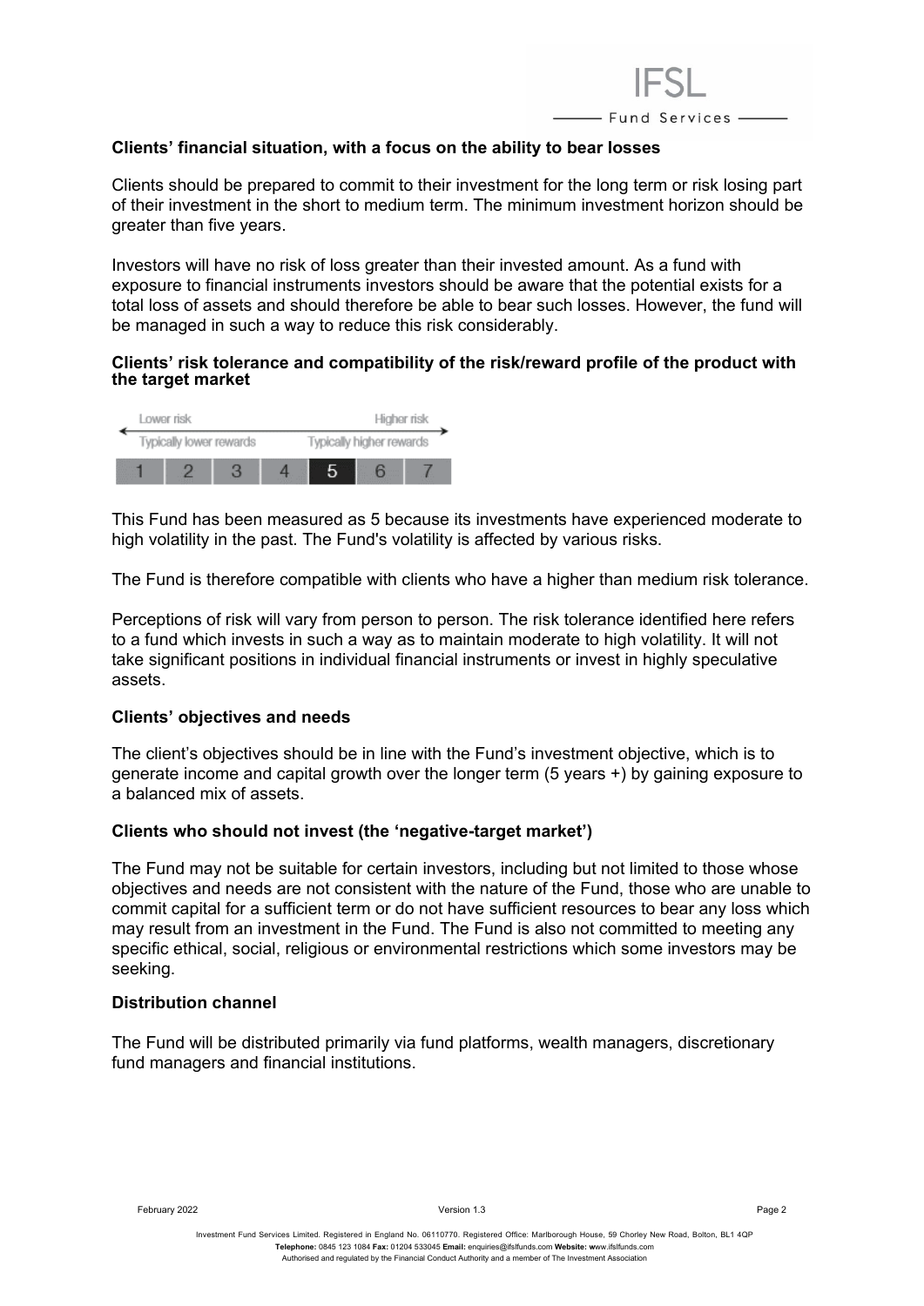### Clients' financial situation, with a focus on the ability to bear losses

Clients should be prepared to commit to their investment for the long term or risk losing part of their investment in the short to medium term. The minimum investment horizon should be greater than five years.

Investors will have no risk of loss greater than their invested amount. As a fund with exposure to financial instruments investors should be aware that the potential exists for a total loss of assets and should therefore be able to bear such losses. However, the fund will be managed in such a way to reduce this risk considerably.

### Clients' risk tolerance and compatibility of the risk/reward profile of the product with the target market

Lower risk
Higher risk
Typically lower rewards
Typically higher rewards
1 2 3 4 5 6 7

This Fund has been measured as 5 because its investments have experienced moderate to high volatility in the past. The Fund's volatility is affected by various risks.

The Fund is therefore compatible with clients who have a higher than medium risk tolerance.

Perceptions of risk will vary from person to person. The risk tolerance identified here refers to a fund which invests in such a way as to maintain moderate to high volatility. It will not take significant positions in individual financial instruments or invest in highly speculative assets.

### Clients' objectives and needs

The client's objectives should be in line with the Fund's investment objective, which is to generate income and capital growth over the longer term (5 years +) by gaining exposure to a balanced mix of assets.

### Clients who should not invest (the 'negative-target market')

The Fund may not be suitable for certain investors, including but not limited to those whose objectives and needs are not consistent with the nature of the Fund, those who are unable to commit capital for a sufficient term or do not have sufficient resources to bear any loss which may result from an investment in the Fund. The Fund is also not committed to meeting any specific ethical, social, religious or environmental restrictions which some investors may be seeking.

### Distribution channel

The Fund will be distributed primarily via fund platforms, wealth managers, discretionary fund managers and financial institutions.